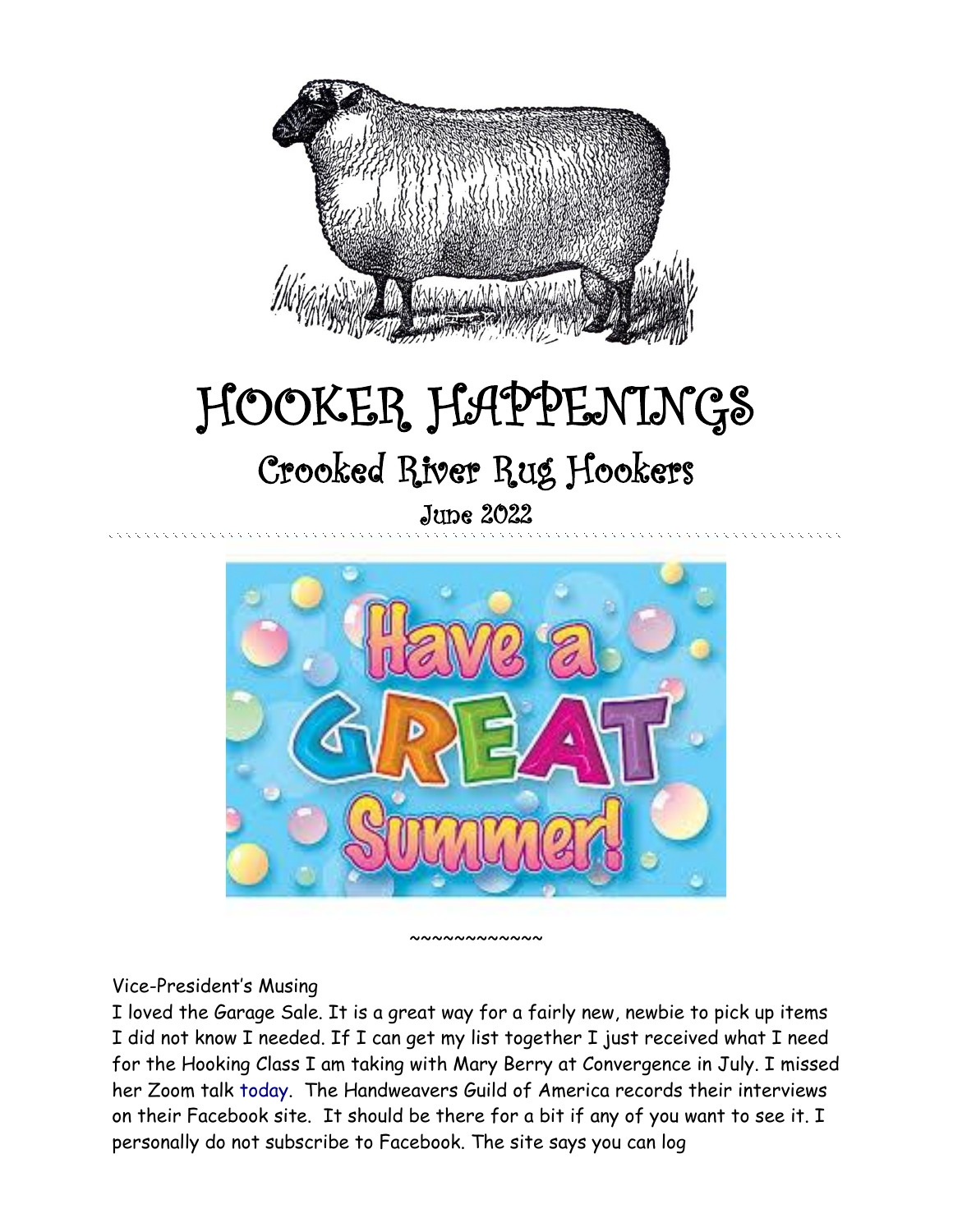# HOOKER HAPPENINGS

## Crooked River Rug Hookers

June 2022

~~~~~~~~~~~~

Vice-President's Musing

I loved the Garage Sale. It is a great way for a fairly new, newbie to pick up items I did not know I needed. If I can get my list together I just received what I need for the Hooking Class I am taking with Mary Berry at Convergence in July. I missed her Zoom talk today. The Handweavers Guild of America records their interviews on their Facebook site. It should be there for a bit if any of you want to see it. I personally do not subscribe to Facebook. The site says you can log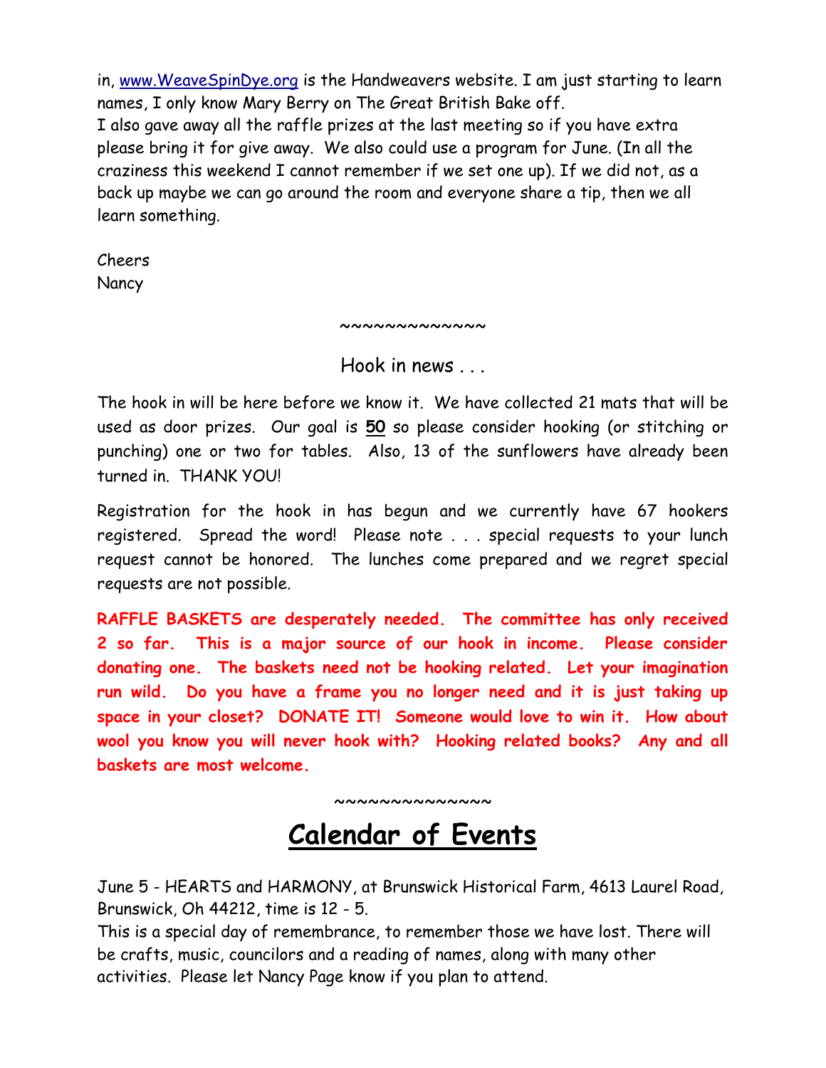in, [www.WeaveSpinDye.org](http://www.WeaveSpinDye.org) is the Handweavers website. I am just starting to learn names, I only know Mary Berry on The Great British Bake off.
I also gave away all the raffle prizes at the last meeting so if you have extra please bring it for give away. We also could use a program for June. (In all the craziness this weekend I cannot remember if we set one up). If we did not, as a back up maybe we can go around the room and everyone share a tip, then we all learn something.

Cheers
Nancy

~~~~~~~~~~~~~

Hook in news . . .

The hook in will be here before we know it. We have collected 21 mats that will be used as door prizes. Our goal is **<u>50</u>** so please consider hooking (or stitching or punching) one or two for tables. Also, 13 of the sunflowers have already been turned in. THANK YOU!

Registration for the hook in has begun and we currently have 67 hookers registered. Spread the word! Please note . . . special requests to your lunch request cannot be honored. The lunches come prepared and we regret special requests are not possible.

**RAFFLE BASKETS are desperately needed. The committee has only received 2 so far. This is a major source of our hook in income. Please consider donating one. The baskets need not be hooking related. Let your imagination run wild. Do you have a frame you no longer need and it is just taking up space in your closet? DONATE IT! Someone would love to win it. How about wool you know you will never hook with? Hooking related books? Any and all baskets are most welcome.**

~~~~~~~~~~~~~~

# <u>Calendar of Events</u>

June 5 - HEARTS and HARMONY, at Brunswick Historical Farm, 4613 Laurel Road, Brunswick, Oh 44212, time is 12 - 5.
This is a special day of remembrance, to remember those we have lost. There will be crafts, music, councilors and a reading of names, along with many other activities. Please let Nancy Page know if you plan to attend.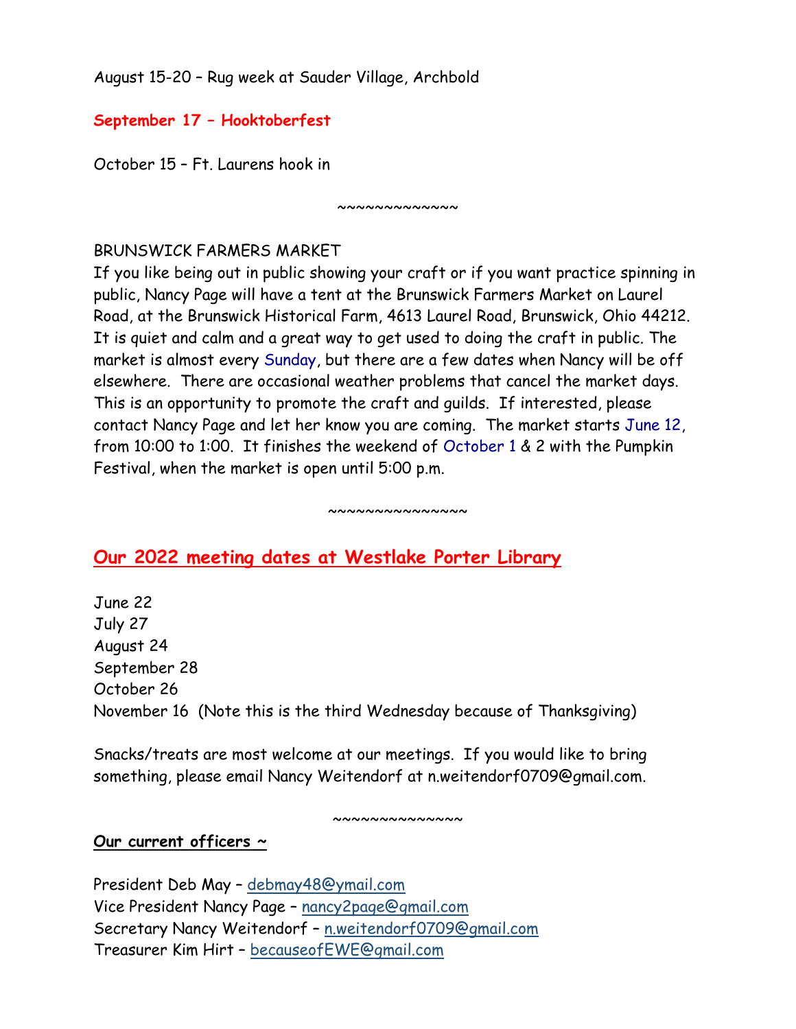August 15-20 – Rug week at Sauder Village, Archbold

**September 17 – Hooktoberfest**

October 15 – Ft. Laurens hook in

~~~~~~~~~~~~~~

BRUNSWICK FARMERS MARKET
If you like being out in public showing your craft or if you want practice spinning in public, Nancy Page will have a tent at the Brunswick Farmers Market on Laurel Road, at the Brunswick Historical Farm, 4613 Laurel Road, Brunswick, Ohio 44212. It is quiet and calm and a great way to get used to doing the craft in public. The market is almost every Sunday, but there are a few dates when Nancy will be off elsewhere. There are occasional weather problems that cancel the market days. This is an opportunity to promote the craft and guilds. If interested, please contact Nancy Page and let her know you are coming. The market starts June 12, from 10:00 to 1:00. It finishes the weekend of October 1 & 2 with the Pumpkin Festival, when the market is open until 5:00 p.m.

~~~~~~~~~~~~~~~

## Our 2022 meeting dates at Westlake Porter Library

June 22
July 27
August 24
September 28
October 26
November 16 (Note this is the third Wednesday because of Thanksgiving)

Snacks/treats are most welcome at our meetings. If you would like to bring something, please email Nancy Weitendorf at n.weitendorf0709@gmail.com.

~~~~~~~~~~~~~~

**Our current officers ~**

President Deb May – debmay48@ymail.com
Vice President Nancy Page – nancy2page@gmail.com
Secretary Nancy Weitendorf – n.weitendorf0709@gmail.com
Treasurer Kim Hirt – becauseofEWE@gmail.com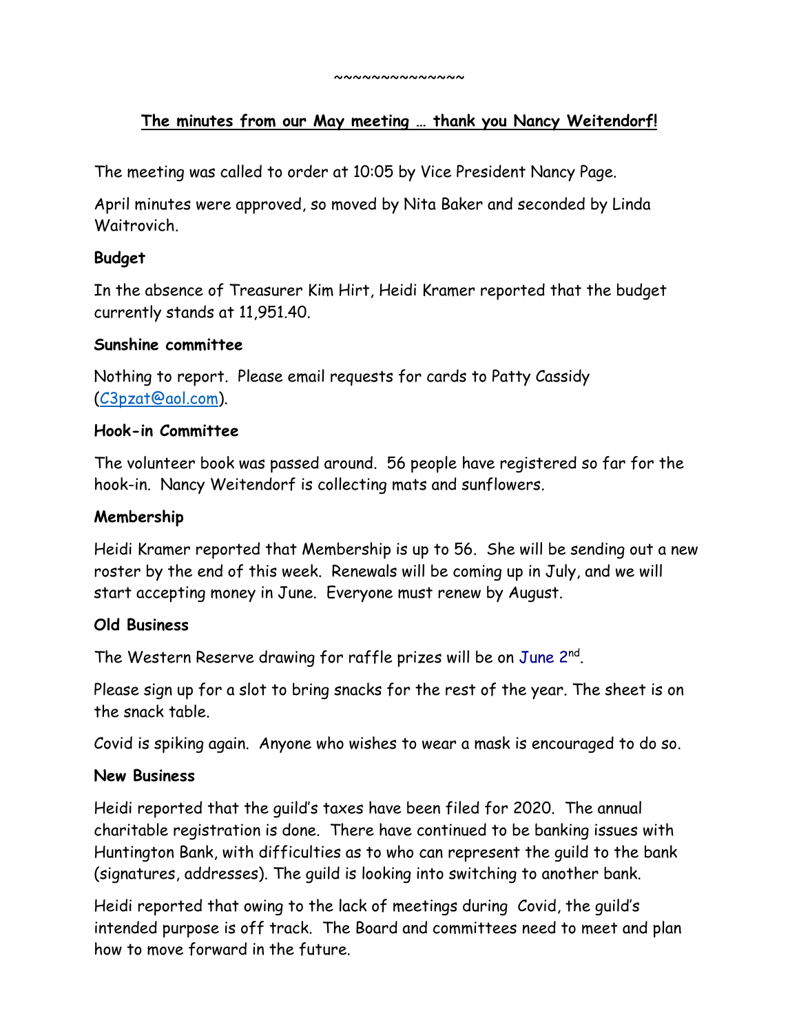~~~~~~~~~~~~~~

**The minutes from our May meeting … thank you Nancy Weitendorf!**

The meeting was called to order at 10:05 by Vice President Nancy Page.

April minutes were approved, so moved by Nita Baker and seconded by Linda Waitrovich.

**Budget**

In the absence of Treasurer Kim Hirt, Heidi Kramer reported that the budget currently stands at 11,951.40.

**Sunshine committee**

Nothing to report. Please email requests for cards to Patty Cassidy (C3pzat@aol.com).

**Hook-in Committee**

The volunteer book was passed around. 56 people have registered so far for the hook-in. Nancy Weitendorf is collecting mats and sunflowers.

**Membership**

Heidi Kramer reported that Membership is up to 56. She will be sending out a new roster by the end of this week. Renewals will be coming up in July, and we will start accepting money in June. Everyone must renew by August.

**Old Business**

The Western Reserve drawing for raffle prizes will be on June 2nd.

Please sign up for a slot to bring snacks for the rest of the year. The sheet is on the snack table.

Covid is spiking again. Anyone who wishes to wear a mask is encouraged to do so.

**New Business**

Heidi reported that the guild's taxes have been filed for 2020. The annual charitable registration is done. There have continued to be banking issues with Huntington Bank, with difficulties as to who can represent the guild to the bank (signatures, addresses). The guild is looking into switching to another bank.

Heidi reported that owing to the lack of meetings during Covid, the guild's intended purpose is off track. The Board and committees need to meet and plan how to move forward in the future.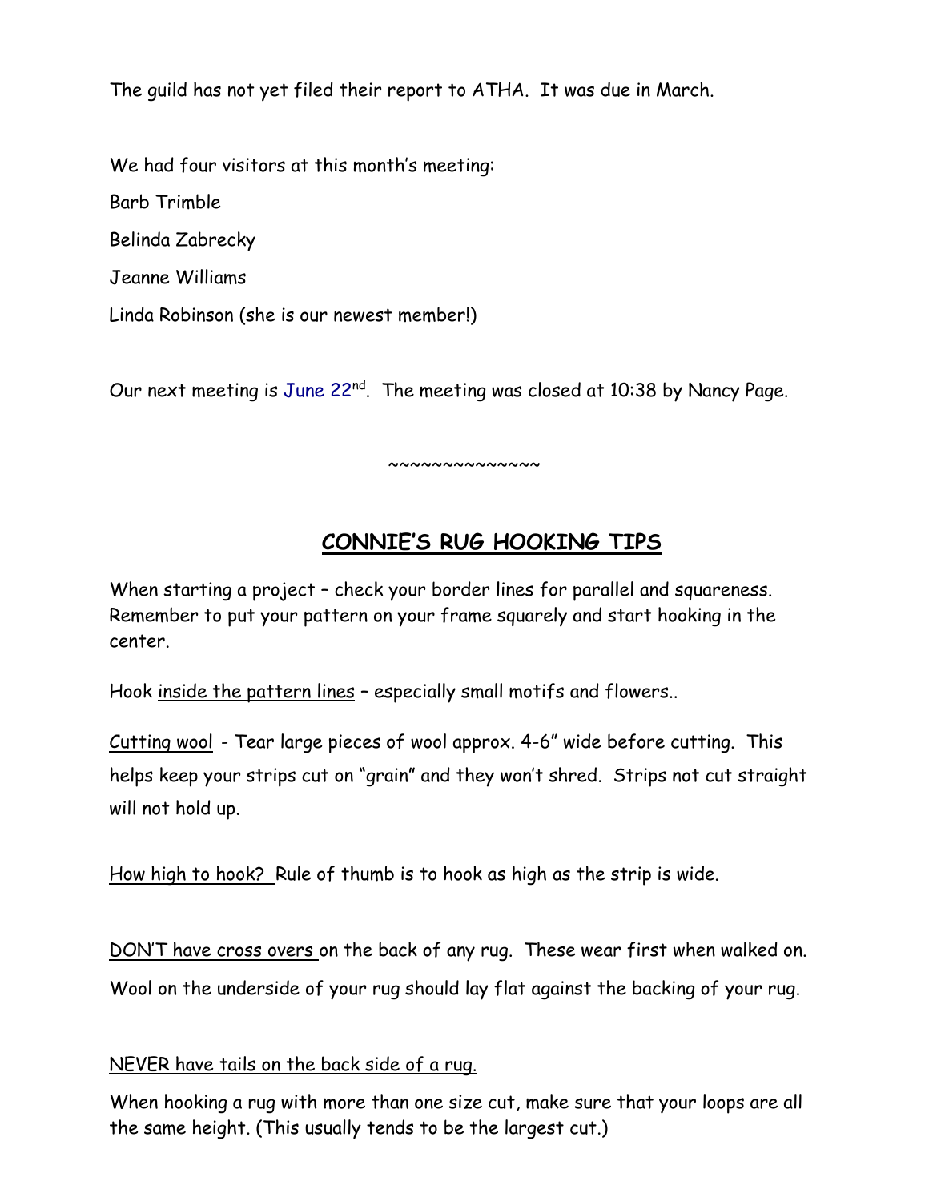The guild has not yet filed their report to ATHA. It was due in March.

We had four visitors at this month's meeting:

Barb Trimble

Belinda Zabrecky

Jeanne Williams

Linda Robinson (she is our newest member!)

Our next meeting is June 22nd. The meeting was closed at 10:38 by Nancy Page.

~~~~~~~~~~~~~~

## CONNIE'S RUG HOOKING TIPS

When starting a project – check your border lines for parallel and squareness. Remember to put your pattern on your frame squarely and start hooking in the center.

Hook inside the pattern lines – especially small motifs and flowers..

Cutting wool - Tear large pieces of wool approx. 4-6" wide before cutting. This helps keep your strips cut on "grain" and they won't shred. Strips not cut straight will not hold up.

How high to hook? Rule of thumb is to hook as high as the strip is wide.

DON'T have cross overs on the back of any rug. These wear first when walked on. Wool on the underside of your rug should lay flat against the backing of your rug.

NEVER have tails on the back side of a rug.

When hooking a rug with more than one size cut, make sure that your loops are all the same height. (This usually tends to be the largest cut.)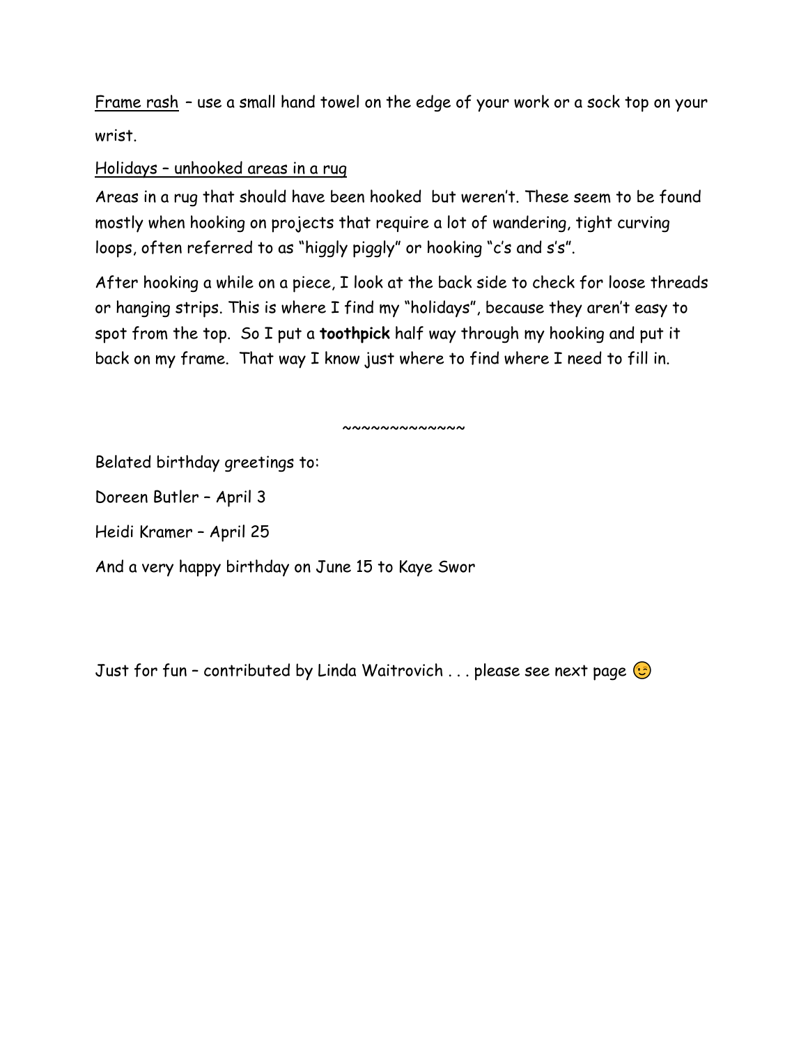Frame rash – use a small hand towel on the edge of your work or a sock top on your wrist.

Holidays – unhooked areas in a rug

Areas in a rug that should have been hooked but weren't. These seem to be found mostly when hooking on projects that require a lot of wandering, tight curving loops, often referred to as "higgly piggly" or hooking "c's and s's".

After hooking a while on a piece, I look at the back side to check for loose threads or hanging strips. This is where I find my "holidays", because they aren't easy to spot from the top. So I put a **toothpick** half way through my hooking and put it back on my frame. That way I know just where to find where I need to fill in.

~~~~~~~~~~~~~

Belated birthday greetings to:

Doreen Butler – April 3

Heidi Kramer – April 25

And a very happy birthday on June 15 to Kaye Swor

Just for fun – contributed by Linda Waitrovich . . . please see next page 😉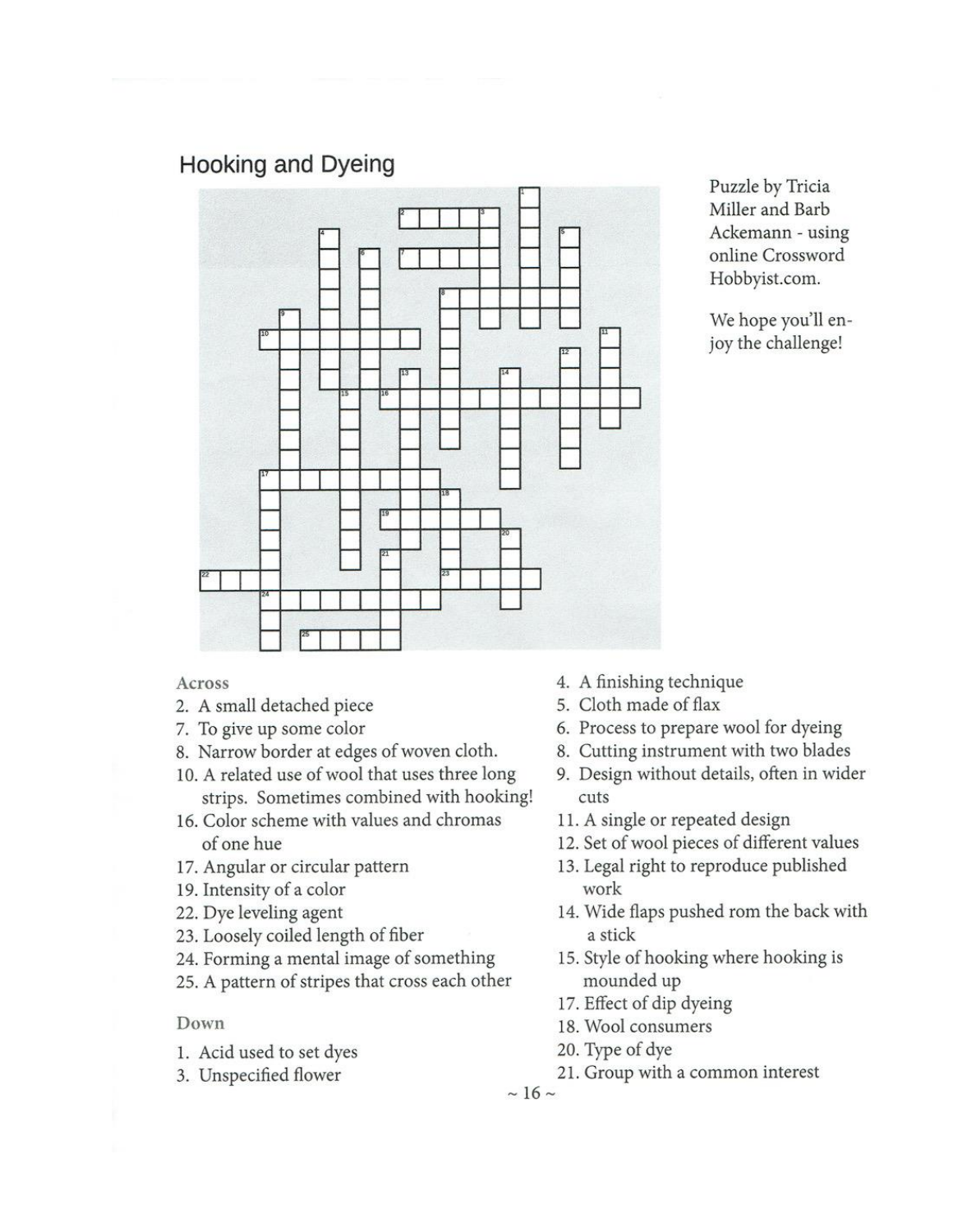## Hooking and Dyeing

Puzzle by Tricia Miller and Barb Ackemann - using online Crossword Hobbyist.com.

We hope you'll enjoy the challenge!

### Across

2. A small detached piece
7. To give up some color
8. Narrow border at edges of woven cloth.
10. A related use of wool that uses three long strips. Sometimes combined with hooking!
16. Color scheme with values and chromas of one hue
17. Angular or circular pattern
19. Intensity of a color
22. Dye leveling agent
23. Loosely coiled length of fiber
24. Forming a mental image of something
25. A pattern of stripes that cross each other

### Down

1. Acid used to set dyes
3. Unspecified flower
4. A finishing technique
5. Cloth made of flax
6. Process to prepare wool for dyeing
8. Cutting instrument with two blades
9. Design without details, often in wider cuts
11. A single or repeated design
12. Set of wool pieces of different values
13. Legal right to reproduce published work
14. Wide flaps pushed rom the back with a stick
15. Style of hooking where hooking is mounded up
17. Effect of dip dyeing
18. Wool consumers
20. Type of dye
21. Group with a common interest